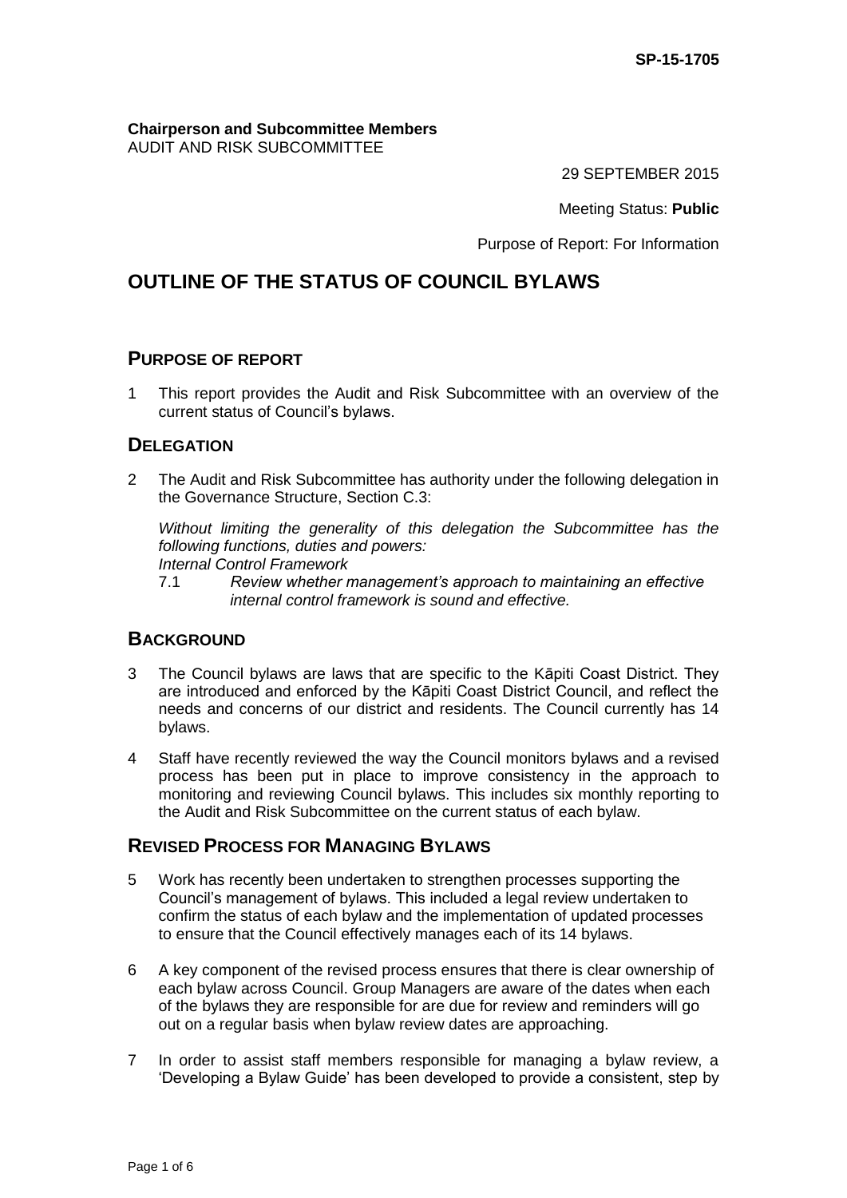SP-15-1705

**Chairperson and Subcommittee Members**
AUDIT AND RISK SUBCOMMITTEE

29 SEPTEMBER 2015

Meeting Status: **Public**

Purpose of Report: For Information

# OUTLINE OF THE STATUS OF COUNCIL BYLAWS

## PURPOSE OF REPORT

1 This report provides the Audit and Risk Subcommittee with an overview of the current status of Council's bylaws.

## DELEGATION

2 The Audit and Risk Subcommittee has authority under the following delegation in the Governance Structure, Section C.3:

*Without limiting the generality of this delegation the Subcommittee has the following functions, duties and powers:*
*Internal Control Framework*

7.1 *Review whether management's approach to maintaining an effective internal control framework is sound and effective.*

## BACKGROUND

3 The Council bylaws are laws that are specific to the Kāpiti Coast District. They are introduced and enforced by the Kāpiti Coast District Council, and reflect the needs and concerns of our district and residents. The Council currently has 14 bylaws.

4 Staff have recently reviewed the way the Council monitors bylaws and a revised process has been put in place to improve consistency in the approach to monitoring and reviewing Council bylaws. This includes six monthly reporting to the Audit and Risk Subcommittee on the current status of each bylaw.

## REVISED PROCESS FOR MANAGING BYLAWS

5 Work has recently been undertaken to strengthen processes supporting the Council's management of bylaws. This included a legal review undertaken to confirm the status of each bylaw and the implementation of updated processes to ensure that the Council effectively manages each of its 14 bylaws.

6 A key component of the revised process ensures that there is clear ownership of each bylaw across Council. Group Managers are aware of the dates when each of the bylaws they are responsible for are due for review and reminders will go out on a regular basis when bylaw review dates are approaching.

7 In order to assist staff members responsible for managing a bylaw review, a 'Developing a Bylaw Guide' has been developed to provide a consistent, step by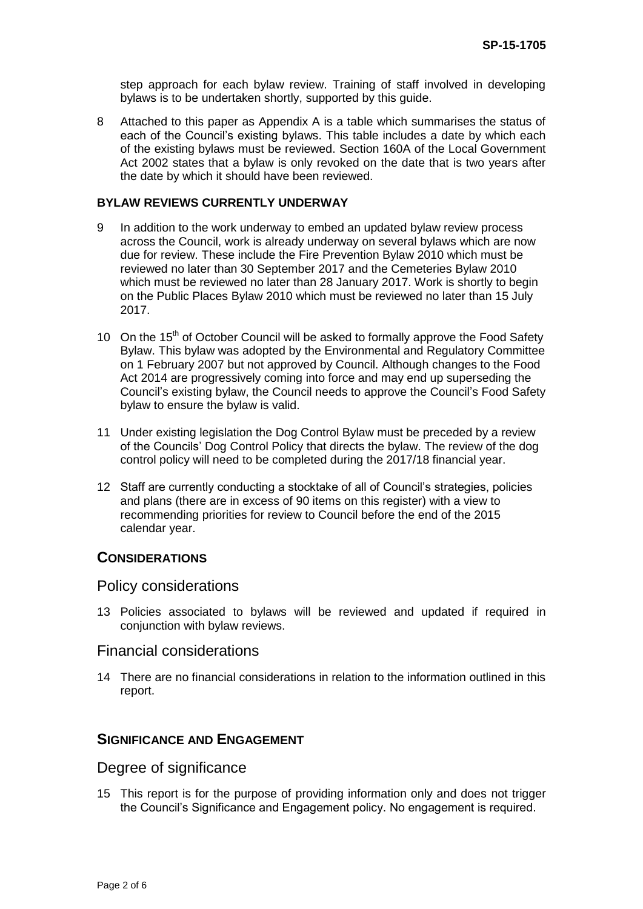step approach for each bylaw review. Training of staff involved in developing bylaws is to be undertaken shortly, supported by this guide.

8 Attached to this paper as Appendix A is a table which summarises the status of each of the Council's existing bylaws. This table includes a date by which each of the existing bylaws must be reviewed. Section 160A of the Local Government Act 2002 states that a bylaw is only revoked on the date that is two years after the date by which it should have been reviewed.

**BYLAW REVIEWS CURRENTLY UNDERWAY**

9 In addition to the work underway to embed an updated bylaw review process across the Council, work is already underway on several bylaws which are now due for review. These include the Fire Prevention Bylaw 2010 which must be reviewed no later than 30 September 2017 and the Cemeteries Bylaw 2010 which must be reviewed no later than 28 January 2017. Work is shortly to begin on the Public Places Bylaw 2010 which must be reviewed no later than 15 July 2017.

10 On the 15th of October Council will be asked to formally approve the Food Safety Bylaw. This bylaw was adopted by the Environmental and Regulatory Committee on 1 February 2007 but not approved by Council. Although changes to the Food Act 2014 are progressively coming into force and may end up superseding the Council's existing bylaw, the Council needs to approve the Council's Food Safety bylaw to ensure the bylaw is valid.

11 Under existing legislation the Dog Control Bylaw must be preceded by a review of the Councils' Dog Control Policy that directs the bylaw. The review of the dog control policy will need to be completed during the 2017/18 financial year.

12 Staff are currently conducting a stocktake of all of Council's strategies, policies and plans (there are in excess of 90 items on this register) with a view to recommending priorities for review to Council before the end of the 2015 calendar year.

## CONSIDERATIONS

### Policy considerations

13 Policies associated to bylaws will be reviewed and updated if required in conjunction with bylaw reviews.

### Financial considerations

14 There are no financial considerations in relation to the information outlined in this report.

## SIGNIFICANCE AND ENGAGEMENT

### Degree of significance

15 This report is for the purpose of providing information only and does not trigger the Council's Significance and Engagement policy. No engagement is required.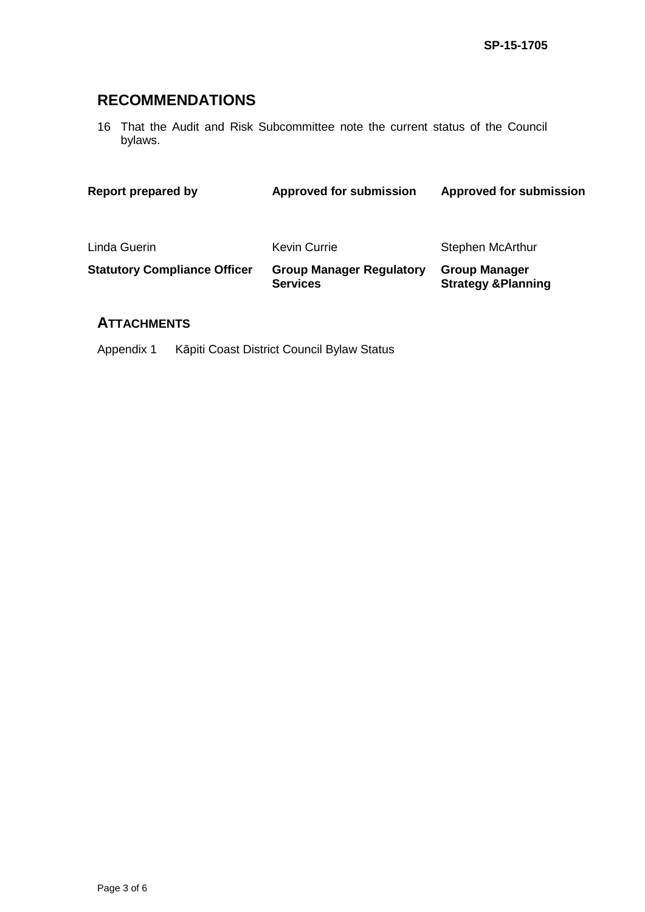## RECOMMENDATIONS

16 That the Audit and Risk Subcommittee note the current status of the Council bylaws.

| Report prepared by | Approved for submission | Approved for submission |
|---|---|---|
| Linda Guerin | Kevin Currie | Stephen McArthur |
| **Statutory Compliance Officer** | **Group Manager Regulatory Services** | **Group Manager Strategy &Planning** |

## ATTACHMENTS

Appendix 1 Kāpiti Coast District Council Bylaw Status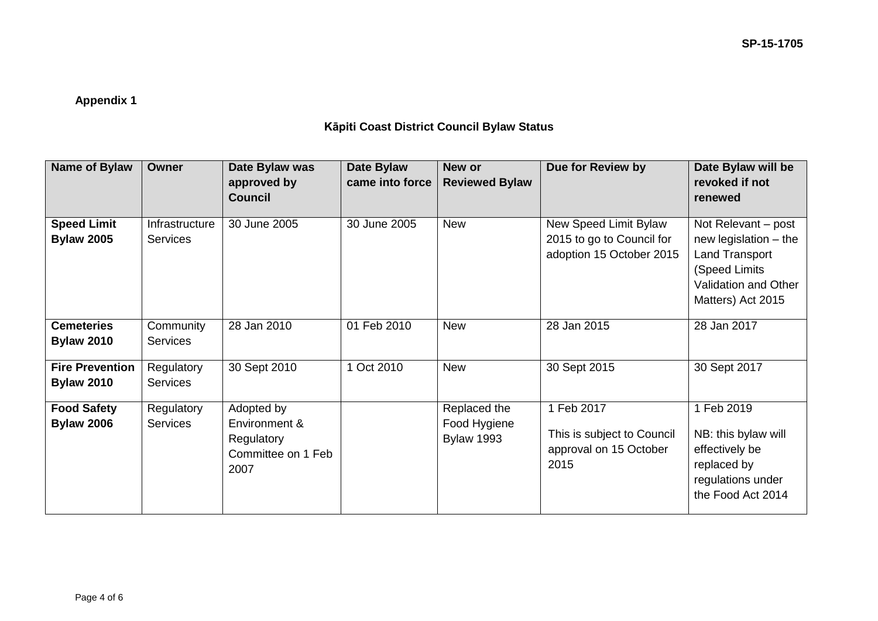**Appendix 1**

## Kāpiti Coast District Council Bylaw Status

| Name of Bylaw | Owner | Date Bylaw was approved by Council | Date Bylaw came into force | New or Reviewed Bylaw | Due for Review by | Date Bylaw will be revoked if not renewed |
|---|---|---|---|---|---|---|
| **Speed Limit Bylaw 2005** | Infrastructure Services | 30 June 2005 | 30 June 2005 | New | New Speed Limit Bylaw 2015 to go to Council for adoption 15 October 2015 | Not Relevant – post new legislation – the Land Transport (Speed Limits Validation and Other Matters) Act 2015 |
| **Cemeteries Bylaw 2010** | Community Services | 28 Jan 2010 | 01 Feb 2010 | New | 28 Jan 2015 | 28 Jan 2017 |
| **Fire Prevention Bylaw 2010** | Regulatory Services | 30 Sept 2010 | 1 Oct 2010 | New | 30 Sept 2015 | 30 Sept 2017 |
| **Food Safety Bylaw 2006** | Regulatory Services | Adopted by Environment & Regulatory Committee on 1 Feb 2007 | | Replaced the Food Hygiene Bylaw 1993 | 1 Feb 2017<br><br>This is subject to Council approval on 15 October 2015 | 1 Feb 2019<br><br>NB: this bylaw will effectively be replaced by regulations under the Food Act 2014 |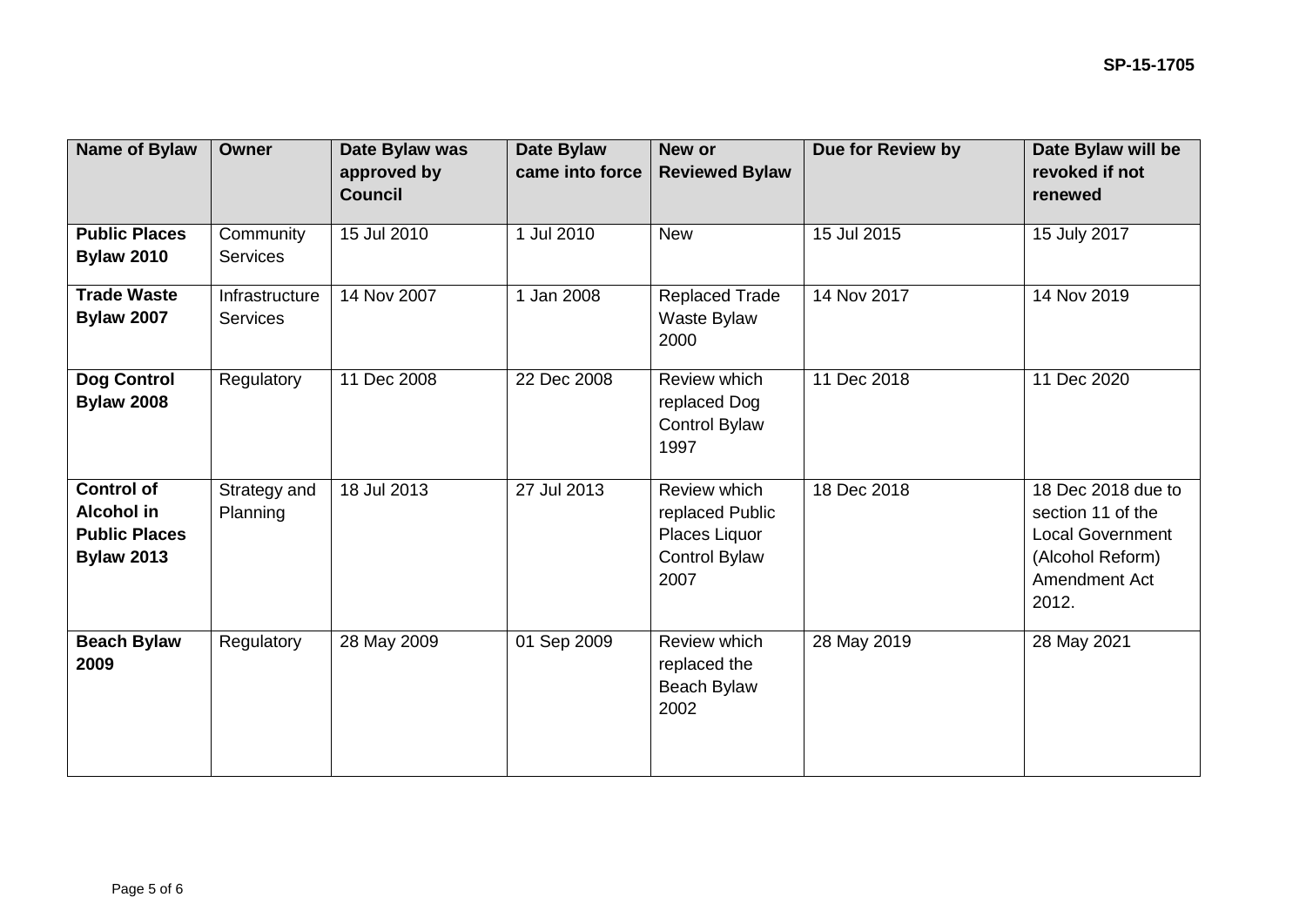| Name of Bylaw | Owner | Date Bylaw was approved by Council | Date Bylaw came into force | New or Reviewed Bylaw | Due for Review by | Date Bylaw will be revoked if not renewed |
|---|---|---|---|---|---|---|
| **Public Places Bylaw 2010** | Community Services | 15 Jul 2010 | 1 Jul 2010 | New | 15 Jul 2015 | 15 July 2017 |
| **Trade Waste Bylaw 2007** | Infrastructure Services | 14 Nov 2007 | 1 Jan 2008 | Replaced Trade Waste Bylaw 2000 | 14 Nov 2017 | 14 Nov 2019 |
| **Dog Control Bylaw 2008** | Regulatory | 11 Dec 2008 | 22 Dec 2008 | Review which replaced Dog Control Bylaw 1997 | 11 Dec 2018 | 11 Dec 2020 |
| **Control of Alcohol in Public Places Bylaw 2013** | Strategy and Planning | 18 Jul 2013 | 27 Jul 2013 | Review which replaced Public Places Liquor Control Bylaw 2007 | 18 Dec 2018 | 18 Dec 2018 due to section 11 of the Local Government (Alcohol Reform) Amendment Act 2012. |
| **Beach Bylaw 2009** | Regulatory | 28 May 2009 | 01 Sep 2009 | Review which replaced the Beach Bylaw 2002 | 28 May 2019 | 28 May 2021 |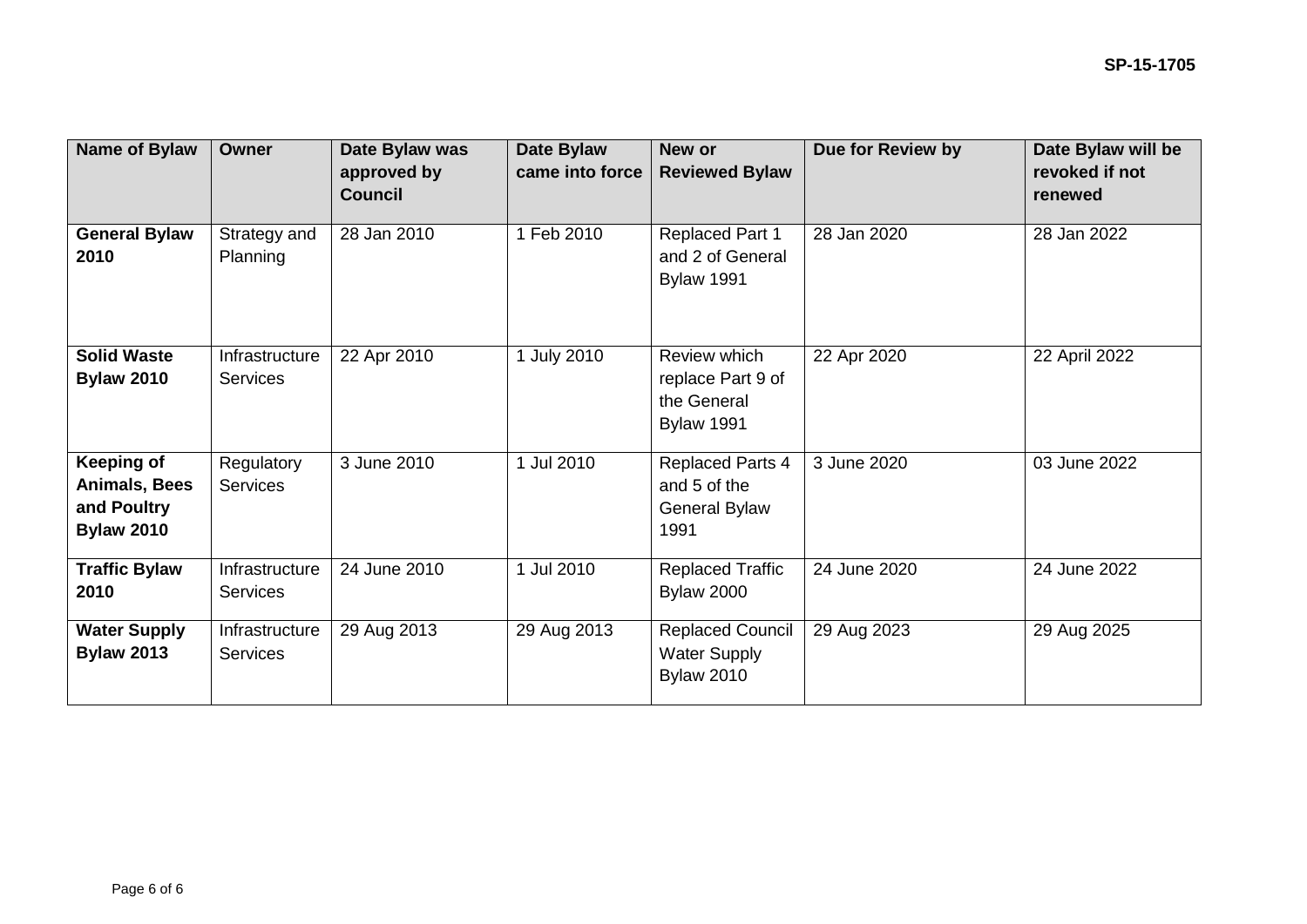| Name of Bylaw | Owner | Date Bylaw was approved by Council | Date Bylaw came into force | New or Reviewed Bylaw | Due for Review by | Date Bylaw will be revoked if not renewed |
|---|---|---|---|---|---|---|
| **General Bylaw 2010** | Strategy and Planning | 28 Jan 2010 | 1 Feb 2010 | Replaced Part 1 and 2 of General Bylaw 1991 | 28 Jan 2020 | 28 Jan 2022 |
| **Solid Waste Bylaw 2010** | Infrastructure Services | 22 Apr 2010 | 1 July 2010 | Review which replace Part 9 of the General Bylaw 1991 | 22 Apr 2020 | 22 April 2022 |
| **Keeping of Animals, Bees and Poultry Bylaw 2010** | Regulatory Services | 3 June 2010 | 1 Jul 2010 | Replaced Parts 4 and 5 of the General Bylaw 1991 | 3 June 2020 | 03 June 2022 |
| **Traffic Bylaw 2010** | Infrastructure Services | 24 June 2010 | 1 Jul 2010 | Replaced Traffic Bylaw 2000 | 24 June 2020 | 24 June 2022 |
| **Water Supply Bylaw 2013** | Infrastructure Services | 29 Aug 2013 | 29 Aug 2013 | Replaced Council Water Supply Bylaw 2010 | 29 Aug 2023 | 29 Aug 2025 |